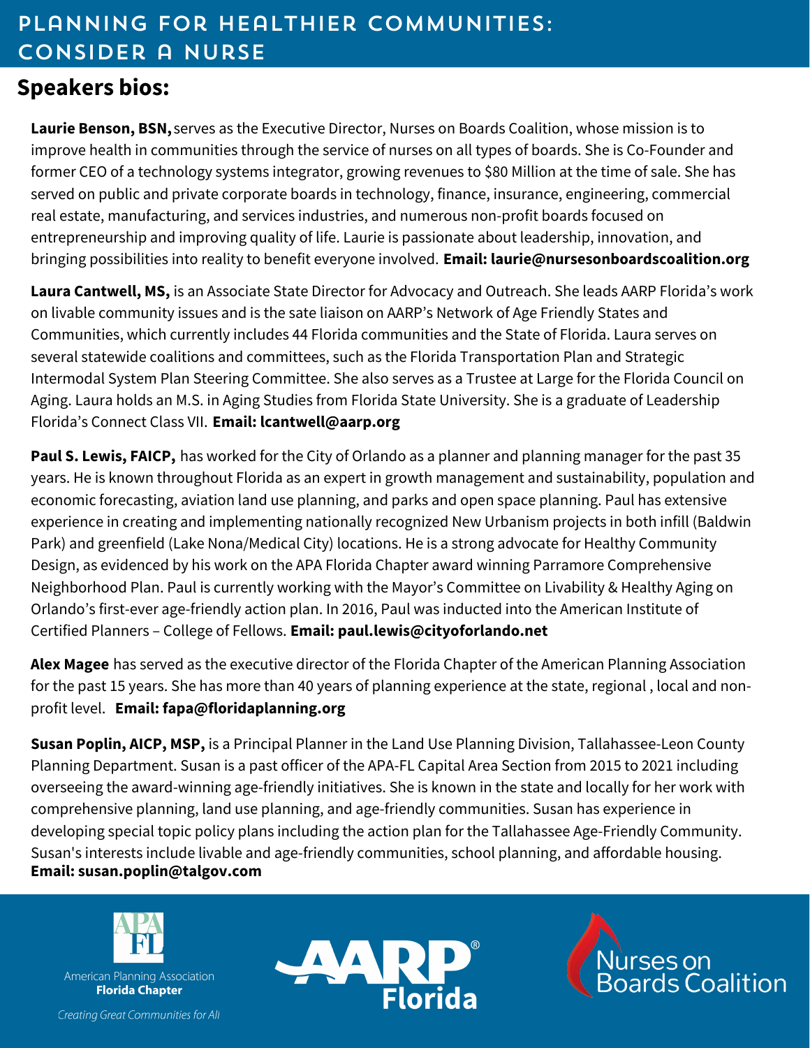# PLANNING FOR HEALTHIER COMMUNITIES: CONSIDER A NURSE

## Speakers bios:

**Laurie Benson, BSN,** serves as the Executive Director, Nurses on Boards Coalition, whose mission is to improve health in communities through the service of nurses on all types of boards. She is Co-Founder and former CEO of a technology systems integrator, growing revenues to $80 Million at the time of sale. She has served on public and private corporate boards in technology, finance, insurance, engineering, commercial real estate, manufacturing, and services industries, and numerous non-profit boards focused on entrepreneurship and improving quality of life. Laurie is passionate about leadership, innovation, and bringing possibilities into reality to benefit everyone involved. **Email: laurie@nursesonboardscoalition.org**

**Laura Cantwell, MS,** is an Associate State Director for Advocacy and Outreach. She leads AARP Florida's work on livable community issues and is the sate liaison on AARP's Network of Age Friendly States and Communities, which currently includes 44 Florida communities and the State of Florida. Laura serves on several statewide coalitions and committees, such as the Florida Transportation Plan and Strategic Intermodal System Plan Steering Committee. She also serves as a Trustee at Large for the Florida Council on Aging. Laura holds an M.S. in Aging Studies from Florida State University. She is a graduate of Leadership Florida's Connect Class VII. **Email: lcantwell@aarp.org**

**Paul S. Lewis, FAICP,** has worked for the City of Orlando as a planner and planning manager for the past 35 years. He is known throughout Florida as an expert in growth management and sustainability, population and economic forecasting, aviation land use planning, and parks and open space planning. Paul has extensive experience in creating and implementing nationally recognized New Urbanism projects in both infill (Baldwin Park) and greenfield (Lake Nona/Medical City) locations. He is a strong advocate for Healthy Community Design, as evidenced by his work on the APA Florida Chapter award winning Parramore Comprehensive Neighborhood Plan. Paul is currently working with the Mayor's Committee on Livability & Healthy Aging on Orlando's first-ever age-friendly action plan. In 2016, Paul was inducted into the American Institute of Certified Planners – College of Fellows. **Email: paul.lewis@cityoforlando.net**

**Alex Magee** has served as the executive director of the Florida Chapter of the American Planning Association for the past 15 years. She has more than 40 years of planning experience at the state, regional , local and non-profit level. **Email: fapa@floridaplanning.org**

**Susan Poplin, AICP, MSP,** is a Principal Planner in the Land Use Planning Division, Tallahassee-Leon County Planning Department. Susan is a past officer of the APA-FL Capital Area Section from 2015 to 2021 including overseeing the award-winning age-friendly initiatives. She is known in the state and locally for her work with comprehensive planning, land use planning, and age-friendly communities. Susan has experience in developing special topic policy plans including the action plan for the Tallahassee Age-Friendly Community. Susan's interests include livable and age-friendly communities, school planning, and affordable housing. **Email: susan.poplin@talgov.com**

APA FL — American Planning Association **Florida Chapter**

*Creating Great Communities for All*

AARP® Florida

Nurses on Boards Coalition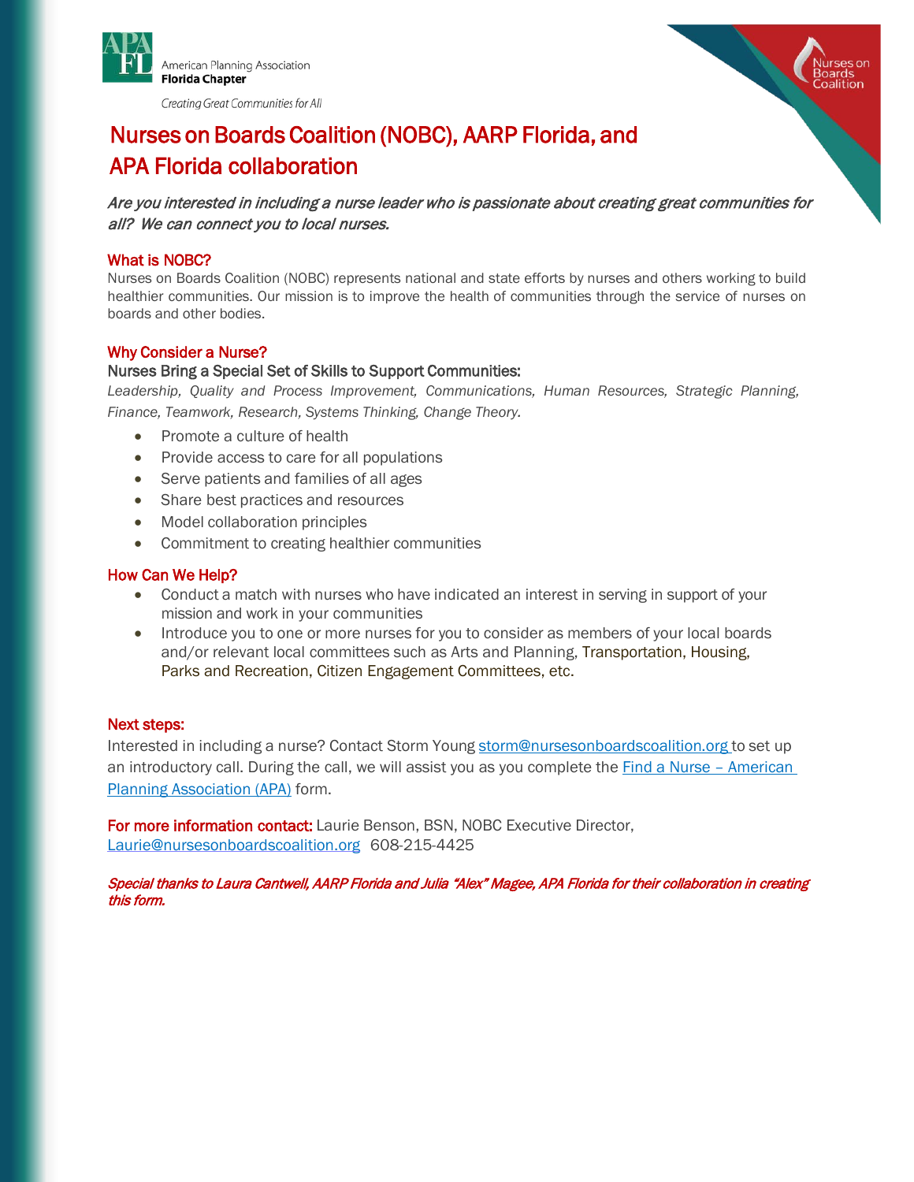American Planning Association
**Florida Chapter**

*Creating Great Communities for All*

Nurses on Boards Coalition

# Nurses on Boards Coalition (NOBC), AARP Florida, and APA Florida collaboration

***Are you interested in including a nurse leader who is passionate about creating great communities for all? We can connect you to local nurses.***

## What is NOBC?

Nurses on Boards Coalition (NOBC) represents national and state efforts by nurses and others working to build healthier communities. Our mission is to improve the health of communities through the service of nurses on boards and other bodies.

## Why Consider a Nurse?

### Nurses Bring a Special Set of Skills to Support Communities:

*Leadership, Quality and Process Improvement, Communications, Human Resources, Strategic Planning, Finance, Teamwork, Research, Systems Thinking, Change Theory.*

- Promote a culture of health
- Provide access to care for all populations
- Serve patients and families of all ages
- Share best practices and resources
- Model collaboration principles
- Commitment to creating healthier communities

## How Can We Help?

- Conduct a match with nurses who have indicated an interest in serving in support of your mission and work in your communities
- Introduce you to one or more nurses for you to consider as members of your local boards and/or relevant local committees such as Arts and Planning, Transportation, Housing, Parks and Recreation, Citizen Engagement Committees, etc.

## Next steps:

Interested in including a nurse? Contact Storm Young storm@nursesonboardscoalition.org to set up an introductory call. During the call, we will assist you as you complete the Find a Nurse – American Planning Association (APA) form.

**For more information contact:** Laurie Benson, BSN, NOBC Executive Director, Laurie@nursesonboardscoalition.org 608-215-4425

***Special thanks to Laura Cantwell, AARP Florida and Julia "Alex" Magee, APA Florida for their collaboration in creating this form.***